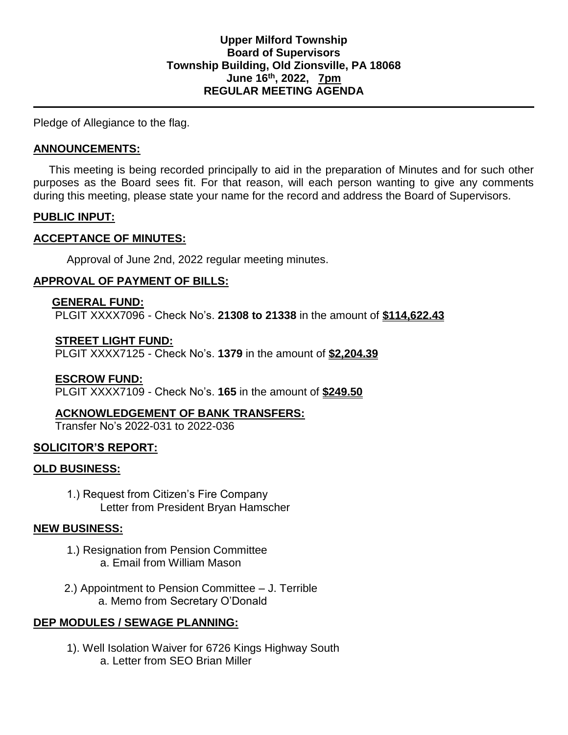**Upper Milford Township**
**Board of Supervisors**
**Township Building, Old Zionsville, PA 18068**
**June 16th, 2022, 7pm**
**REGULAR MEETING AGENDA**

---

Pledge of Allegiance to the flag.

## ANNOUNCEMENTS:

This meeting is being recorded principally to aid in the preparation of Minutes and for such other purposes as the Board sees fit. For that reason, will each person wanting to give any comments during this meeting, please state your name for the record and address the Board of Supervisors.

## PUBLIC INPUT:

## ACCEPTANCE OF MINUTES:

Approval of June 2nd, 2022 regular meeting minutes.

## APPROVAL OF PAYMENT OF BILLS:

### GENERAL FUND:

PLGIT XXXX7096 - Check No's. **21308 to 21338** in the amount of **$114,622.43**

### STREET LIGHT FUND:

PLGIT XXXX7125 - Check No's. **1379** in the amount of **$2,204.39**

### ESCROW FUND:

PLGIT XXXX7109 - Check No's. **165** in the amount of **$249.50**

### ACKNOWLEDGEMENT OF BANK TRANSFERS:

Transfer No's 2022-031 to 2022-036

## SOLICITOR'S REPORT:

## OLD BUSINESS:

1.) Request from Citizen's Fire Company
  Letter from President Bryan Hamscher

## NEW BUSINESS:

1.) Resignation from Pension Committee
  a. Email from William Mason

2.) Appointment to Pension Committee – J. Terrible
  a. Memo from Secretary O'Donald

## DEP MODULES / SEWAGE PLANNING:

1). Well Isolation Waiver for 6726 Kings Highway South
  a. Letter from SEO Brian Miller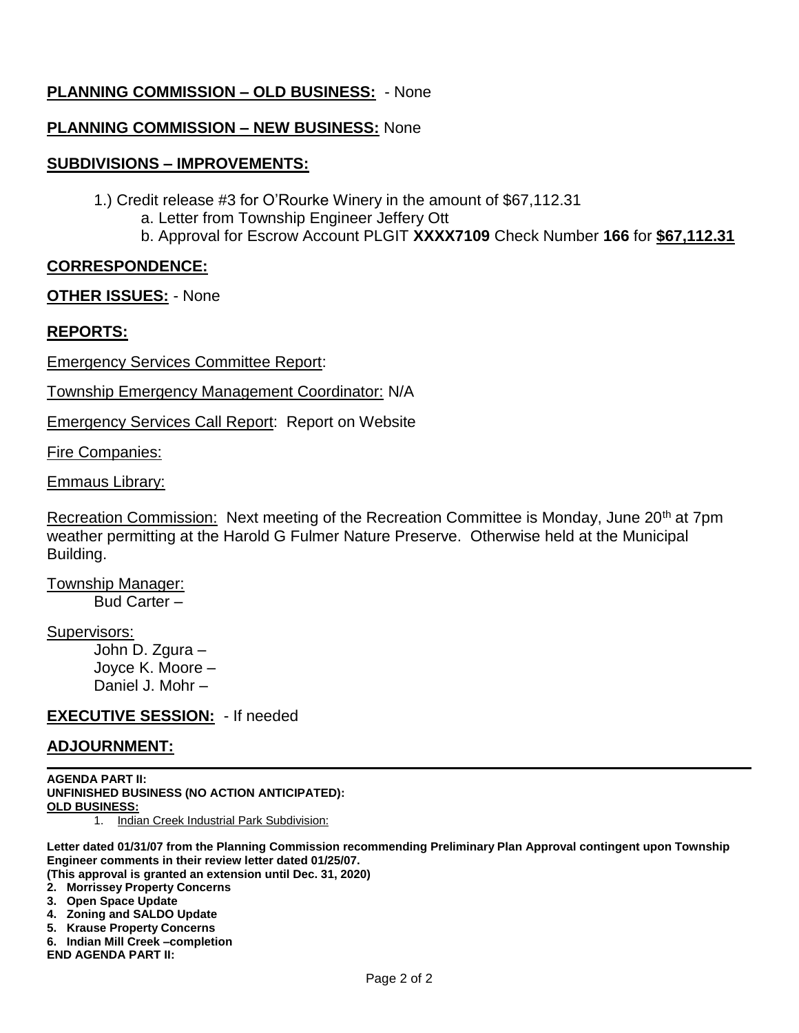**PLANNING COMMISSION – OLD BUSINESS:** - None

**PLANNING COMMISSION – NEW BUSINESS:** None

**SUBDIVISIONS – IMPROVEMENTS:**

1.) Credit release #3 for O'Rourke Winery in the amount of $67,112.31
   a. Letter from Township Engineer Jeffery Ott
   b. Approval for Escrow Account PLGIT **XXXX7109** Check Number **166** for **$67,112.31**

**CORRESPONDENCE:**

**OTHER ISSUES:** - None

**REPORTS:**

Emergency Services Committee Report:

Township Emergency Management Coordinator: N/A

Emergency Services Call Report: Report on Website

Fire Companies:

Emmaus Library:

Recreation Commission: Next meeting of the Recreation Committee is Monday, June 20th at 7pm weather permitting at the Harold G Fulmer Nature Preserve. Otherwise held at the Municipal Building.

Township Manager:
Bud Carter –

Supervisors:
John D. Zgura –
Joyce K. Moore –
Daniel J. Mohr –

**EXECUTIVE SESSION:** - If needed

**ADJOURNMENT:**

---

**AGENDA PART II:**
**UNFINISHED BUSINESS (NO ACTION ANTICIPATED):**
**OLD BUSINESS:**

1. Indian Creek Industrial Park Subdivision:

**Letter dated 01/31/07 from the Planning Commission recommending Preliminary Plan Approval contingent upon Township Engineer comments in their review letter dated 01/25/07.**
**(This approval is granted an extension until Dec. 31, 2020)**

2. **Morrissey Property Concerns**
3. **Open Space Update**
4. **Zoning and SALDO Update**
5. **Krause Property Concerns**
6. **Indian Mill Creek –completion**

**END AGENDA PART II:**